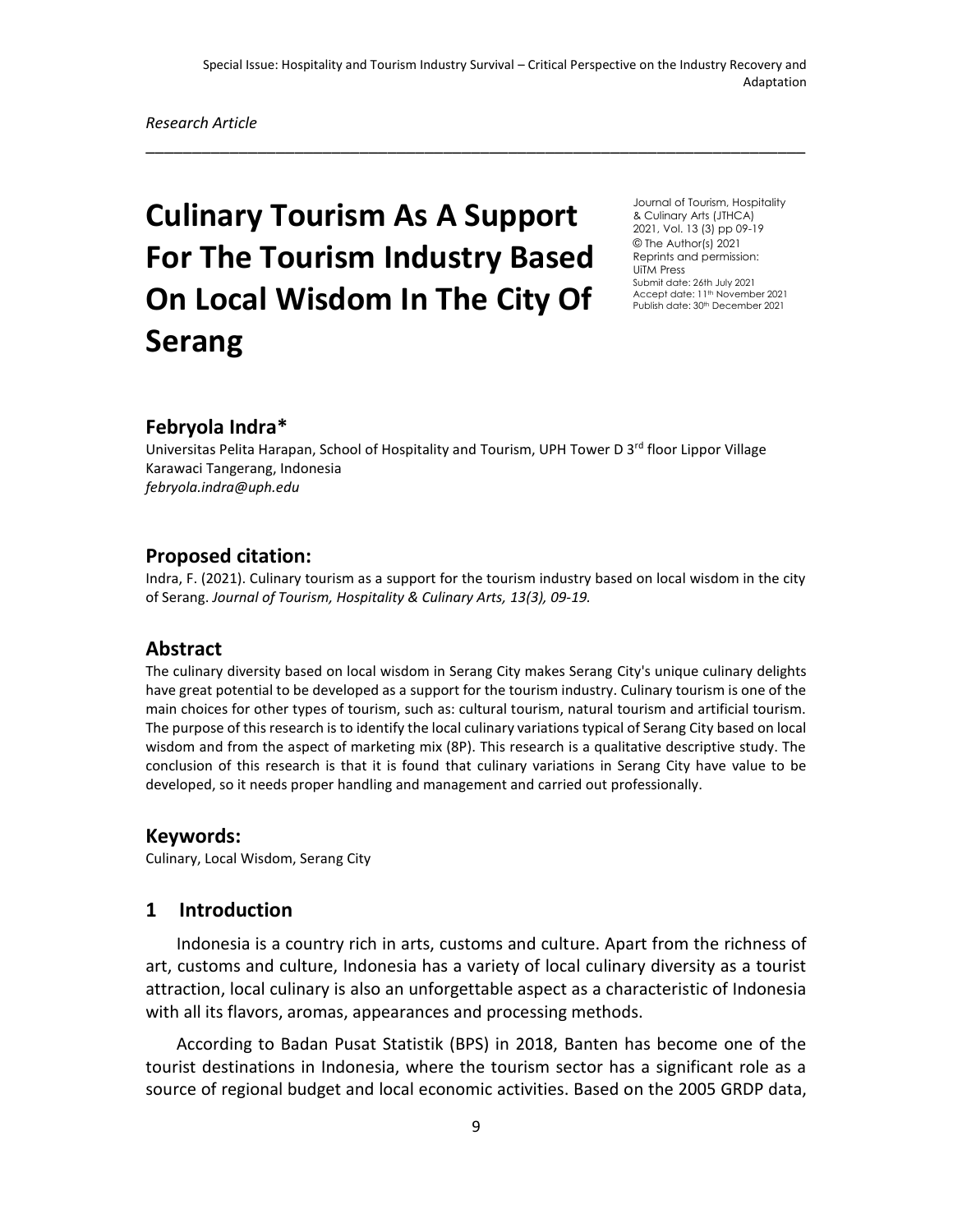Special Issue: Hospitality and Tourism Industry Survival – Critical Perspective on the Industry Recovery and Adaptation

*Research Article*

# Culinary Tourism As A Support For The Tourism Industry Based On Local Wisdom In The City Of Serang

Journal of Tourism, Hospitality & Culinary Arts (JTHCA)
2021, Vol. 13 (3) pp 09-19
© The Author(s) 2021
Reprints and permission:
UiTM Press
Submit date: 26th July 2021
Accept date: 11th November 2021
Publish date: 30th December 2021

## Febryola Indra*

Universitas Pelita Harapan, School of Hospitality and Tourism, UPH Tower D 3rd floor Lippor Village Karawaci Tangerang, Indonesia
*febryola.indra@uph.edu*

## Proposed citation:

Indra, F. (2021). Culinary tourism as a support for the tourism industry based on local wisdom in the city of Serang. *Journal of Tourism, Hospitality & Culinary Arts, 13(3), 09-19.*

## Abstract

The culinary diversity based on local wisdom in Serang City makes Serang City's unique culinary delights have great potential to be developed as a support for the tourism industry. Culinary tourism is one of the main choices for other types of tourism, such as: cultural tourism, natural tourism and artificial tourism. The purpose of this research is to identify the local culinary variations typical of Serang City based on local wisdom and from the aspect of marketing mix (8P). This research is a qualitative descriptive study. The conclusion of this research is that it is found that culinary variations in Serang City have value to be developed, so it needs proper handling and management and carried out professionally.

## Keywords:

Culinary, Local Wisdom, Serang City

## 1 Introduction

Indonesia is a country rich in arts, customs and culture. Apart from the richness of art, customs and culture, Indonesia has a variety of local culinary diversity as a tourist attraction, local culinary is also an unforgettable aspect as a characteristic of Indonesia with all its flavors, aromas, appearances and processing methods.

According to Badan Pusat Statistik (BPS) in 2018, Banten has become one of the tourist destinations in Indonesia, where the tourism sector has a significant role as a source of regional budget and local economic activities. Based on the 2005 GRDP data,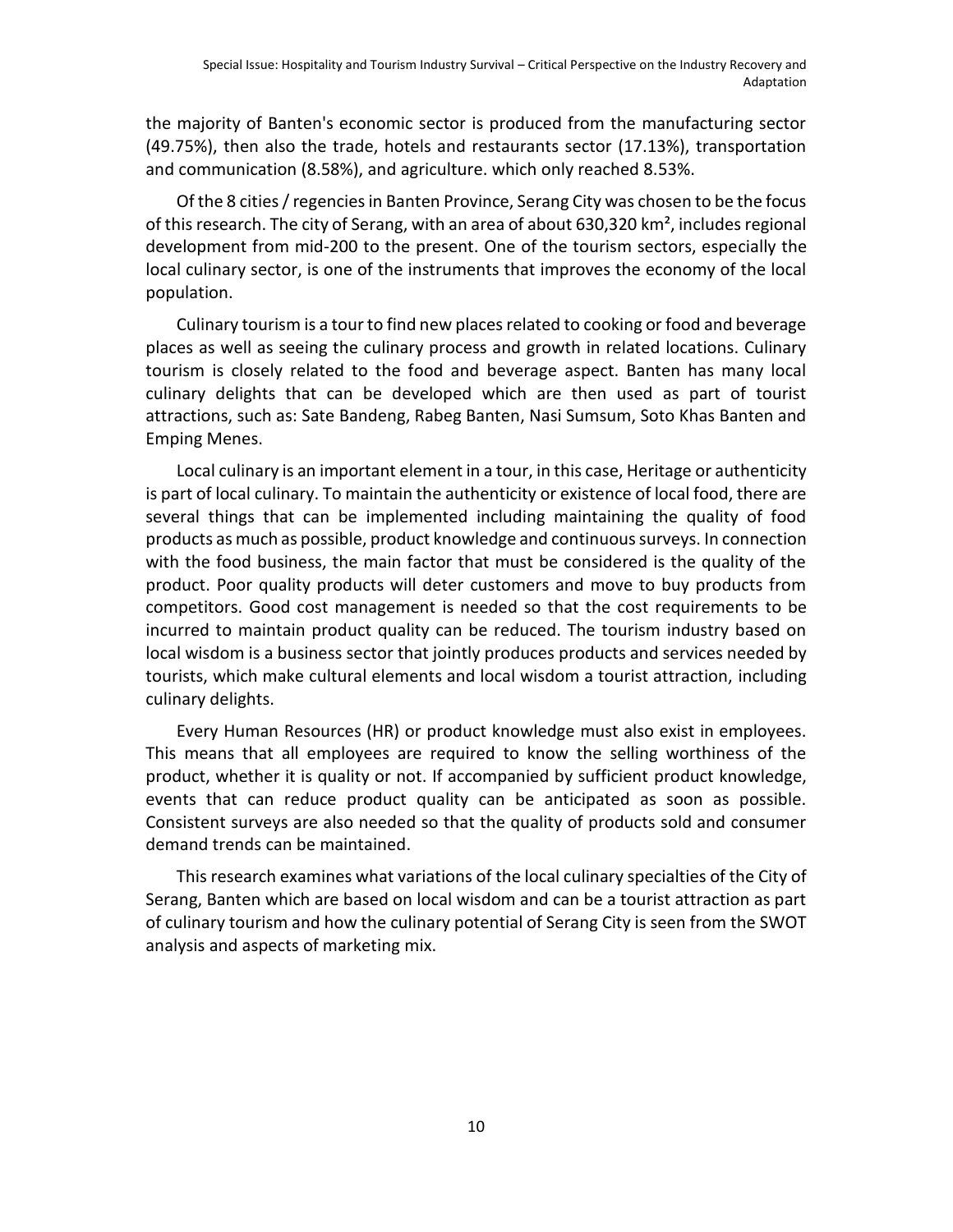the majority of Banten's economic sector is produced from the manufacturing sector (49.75%), then also the trade, hotels and restaurants sector (17.13%), transportation and communication (8.58%), and agriculture. which only reached 8.53%.

Of the 8 cities / regencies in Banten Province, Serang City was chosen to be the focus of this research. The city of Serang, with an area of about 630,320 km², includes regional development from mid-200 to the present. One of the tourism sectors, especially the local culinary sector, is one of the instruments that improves the economy of the local population.

Culinary tourism is a tour to find new places related to cooking or food and beverage places as well as seeing the culinary process and growth in related locations. Culinary tourism is closely related to the food and beverage aspect. Banten has many local culinary delights that can be developed which are then used as part of tourist attractions, such as: Sate Bandeng, Rabeg Banten, Nasi Sumsum, Soto Khas Banten and Emping Menes.

Local culinary is an important element in a tour, in this case, Heritage or authenticity is part of local culinary. To maintain the authenticity or existence of local food, there are several things that can be implemented including maintaining the quality of food products as much as possible, product knowledge and continuous surveys. In connection with the food business, the main factor that must be considered is the quality of the product. Poor quality products will deter customers and move to buy products from competitors. Good cost management is needed so that the cost requirements to be incurred to maintain product quality can be reduced. The tourism industry based on local wisdom is a business sector that jointly produces products and services needed by tourists, which make cultural elements and local wisdom a tourist attraction, including culinary delights.

Every Human Resources (HR) or product knowledge must also exist in employees. This means that all employees are required to know the selling worthiness of the product, whether it is quality or not. If accompanied by sufficient product knowledge, events that can reduce product quality can be anticipated as soon as possible. Consistent surveys are also needed so that the quality of products sold and consumer demand trends can be maintained.

This research examines what variations of the local culinary specialties of the City of Serang, Banten which are based on local wisdom and can be a tourist attraction as part of culinary tourism and how the culinary potential of Serang City is seen from the SWOT analysis and aspects of marketing mix.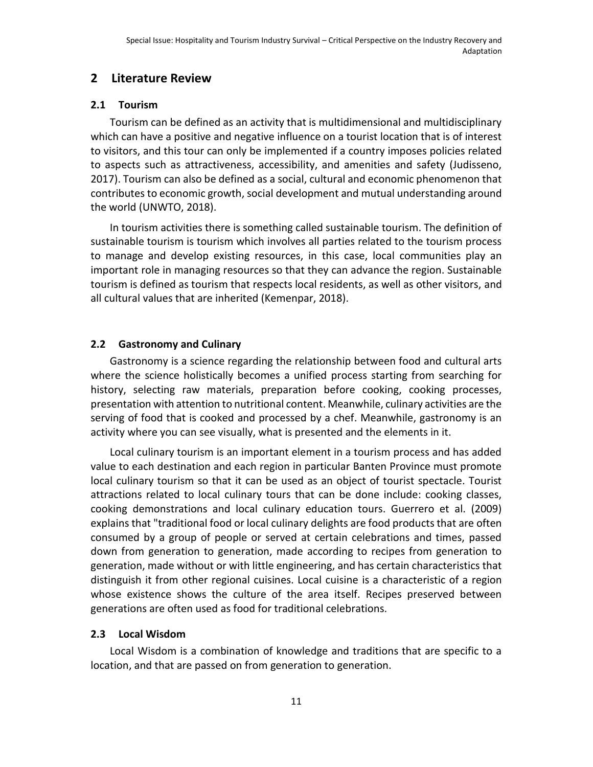## 2 Literature Review

### 2.1 Tourism

Tourism can be defined as an activity that is multidimensional and multidisciplinary which can have a positive and negative influence on a tourist location that is of interest to visitors, and this tour can only be implemented if a country imposes policies related to aspects such as attractiveness, accessibility, and amenities and safety (Judisseno, 2017). Tourism can also be defined as a social, cultural and economic phenomenon that contributes to economic growth, social development and mutual understanding around the world (UNWTO, 2018).

In tourism activities there is something called sustainable tourism. The definition of sustainable tourism is tourism which involves all parties related to the tourism process to manage and develop existing resources, in this case, local communities play an important role in managing resources so that they can advance the region. Sustainable tourism is defined as tourism that respects local residents, as well as other visitors, and all cultural values that are inherited (Kemenpar, 2018).

### 2.2 Gastronomy and Culinary

Gastronomy is a science regarding the relationship between food and cultural arts where the science holistically becomes a unified process starting from searching for history, selecting raw materials, preparation before cooking, cooking processes, presentation with attention to nutritional content. Meanwhile, culinary activities are the serving of food that is cooked and processed by a chef. Meanwhile, gastronomy is an activity where you can see visually, what is presented and the elements in it.

Local culinary tourism is an important element in a tourism process and has added value to each destination and each region in particular Banten Province must promote local culinary tourism so that it can be used as an object of tourist spectacle. Tourist attractions related to local culinary tours that can be done include: cooking classes, cooking demonstrations and local culinary education tours. Guerrero et al. (2009) explains that "traditional food or local culinary delights are food products that are often consumed by a group of people or served at certain celebrations and times, passed down from generation to generation, made according to recipes from generation to generation, made without or with little engineering, and has certain characteristics that distinguish it from other regional cuisines. Local cuisine is a characteristic of a region whose existence shows the culture of the area itself. Recipes preserved between generations are often used as food for traditional celebrations.

### 2.3 Local Wisdom

Local Wisdom is a combination of knowledge and traditions that are specific to a location, and that are passed on from generation to generation.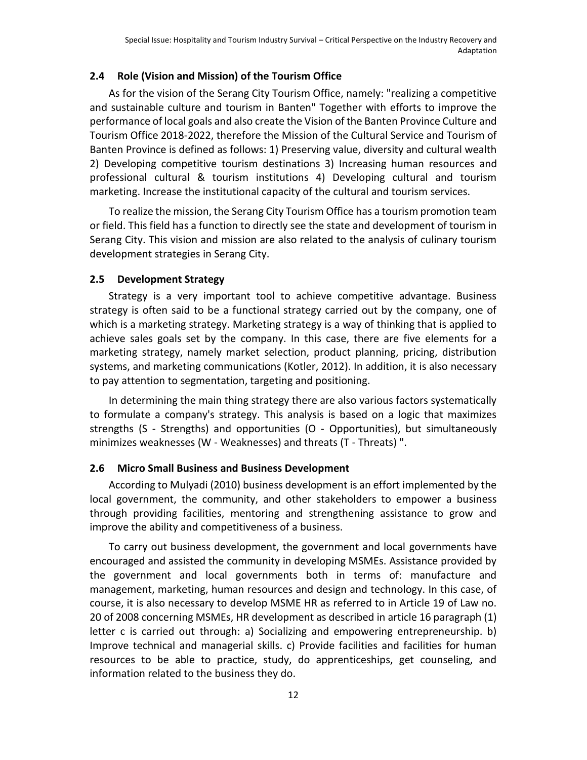## 2.4 Role (Vision and Mission) of the Tourism Office

As for the vision of the Serang City Tourism Office, namely: "realizing a competitive and sustainable culture and tourism in Banten" Together with efforts to improve the performance of local goals and also create the Vision of the Banten Province Culture and Tourism Office 2018-2022, therefore the Mission of the Cultural Service and Tourism of Banten Province is defined as follows: 1) Preserving value, diversity and cultural wealth 2) Developing competitive tourism destinations 3) Increasing human resources and professional cultural & tourism institutions 4) Developing cultural and tourism marketing. Increase the institutional capacity of the cultural and tourism services.

To realize the mission, the Serang City Tourism Office has a tourism promotion team or field. This field has a function to directly see the state and development of tourism in Serang City. This vision and mission are also related to the analysis of culinary tourism development strategies in Serang City.

## 2.5 Development Strategy

Strategy is a very important tool to achieve competitive advantage. Business strategy is often said to be a functional strategy carried out by the company, one of which is a marketing strategy. Marketing strategy is a way of thinking that is applied to achieve sales goals set by the company. In this case, there are five elements for a marketing strategy, namely market selection, product planning, pricing, distribution systems, and marketing communications (Kotler, 2012). In addition, it is also necessary to pay attention to segmentation, targeting and positioning.

In determining the main thing strategy there are also various factors systematically to formulate a company's strategy. This analysis is based on a logic that maximizes strengths (S - Strengths) and opportunities (O - Opportunities), but simultaneously minimizes weaknesses (W - Weaknesses) and threats (T - Threats) ".

## 2.6 Micro Small Business and Business Development

According to Mulyadi (2010) business development is an effort implemented by the local government, the community, and other stakeholders to empower a business through providing facilities, mentoring and strengthening assistance to grow and improve the ability and competitiveness of a business.

To carry out business development, the government and local governments have encouraged and assisted the community in developing MSMEs. Assistance provided by the government and local governments both in terms of: manufacture and management, marketing, human resources and design and technology. In this case, of course, it is also necessary to develop MSME HR as referred to in Article 19 of Law no. 20 of 2008 concerning MSMEs, HR development as described in article 16 paragraph (1) letter c is carried out through: a) Socializing and empowering entrepreneurship. b) Improve technical and managerial skills. c) Provide facilities and facilities for human resources to be able to practice, study, do apprenticeships, get counseling, and information related to the business they do.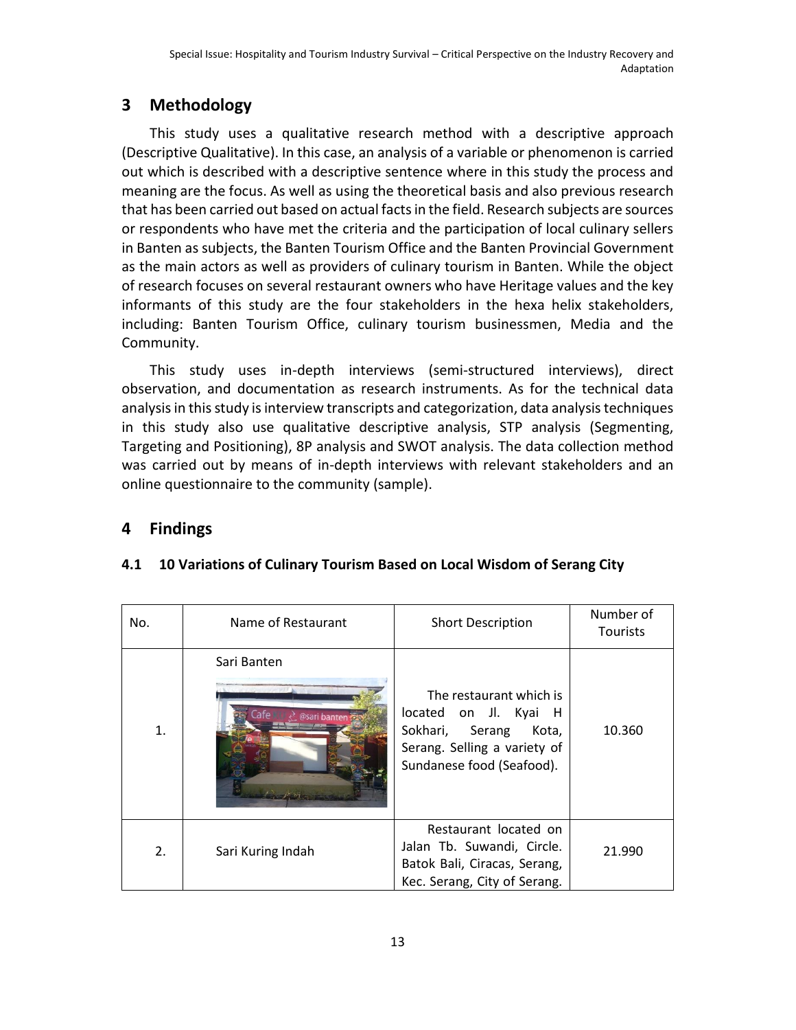## 3 Methodology

This study uses a qualitative research method with a descriptive approach (Descriptive Qualitative). In this case, an analysis of a variable or phenomenon is carried out which is described with a descriptive sentence where in this study the process and meaning are the focus. As well as using the theoretical basis and also previous research that has been carried out based on actual facts in the field. Research subjects are sources or respondents who have met the criteria and the participation of local culinary sellers in Banten as subjects, the Banten Tourism Office and the Banten Provincial Government as the main actors as well as providers of culinary tourism in Banten. While the object of research focuses on several restaurant owners who have Heritage values and the key informants of this study are the four stakeholders in the hexa helix stakeholders, including: Banten Tourism Office, culinary tourism businessmen, Media and the Community.

This study uses in-depth interviews (semi-structured interviews), direct observation, and documentation as research instruments. As for the technical data analysis in this study is interview transcripts and categorization, data analysis techniques in this study also use qualitative descriptive analysis, STP analysis (Segmenting, Targeting and Positioning), 8P analysis and SWOT analysis. The data collection method was carried out by means of in-depth interviews with relevant stakeholders and an online questionnaire to the community (sample).

## 4 Findings

### 4.1 10 Variations of Culinary Tourism Based on Local Wisdom of Serang City

| No. | Name of Restaurant | Short Description | Number of Tourists |
|---|---|---|---|
| 1. | Sari Banten | The restaurant which is located on Jl. Kyai H Sokhari, Serang Kota, Serang. Selling a variety of Sundanese food (Seafood). | 10.360 |
| 2. | Sari Kuring Indah | Restaurant located on Jalan Tb. Suwandi, Circle. Batok Bali, Ciracas, Serang, Kec. Serang, City of Serang. | 21.990 |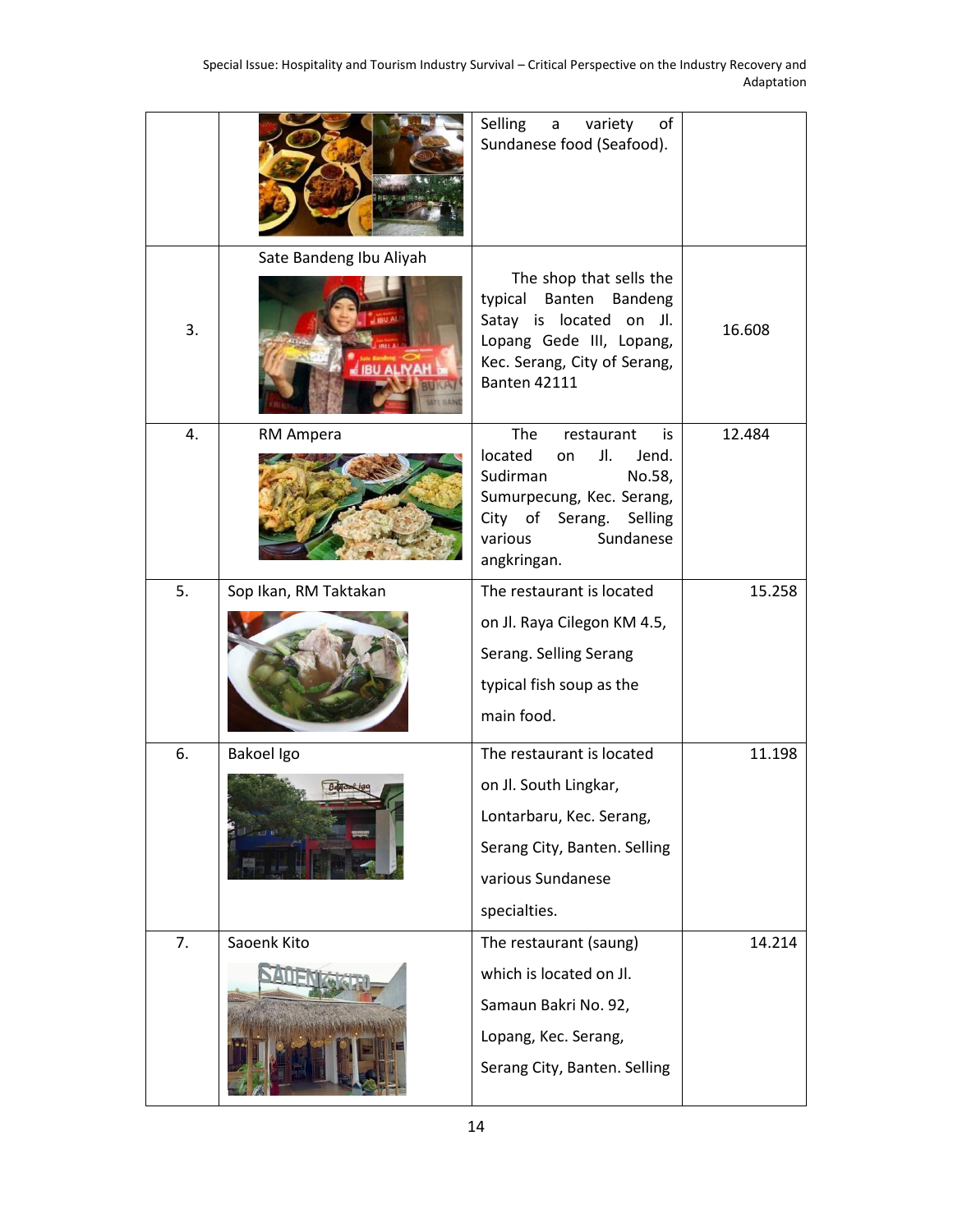|  |  | Selling a variety of Sundanese food (Seafood). |  |
|---|---|---|---|
| 3. | Sate Bandeng Ibu Aliyah | The shop that sells the typical Banten Bandeng Satay is located on Jl. Lopang Gede III, Lopang, Kec. Serang, City of Serang, Banten 42111 | 16.608 |
| 4. | RM Ampera | The restaurant is located on Jl. Jend. Sudirman No.58, Sumurpecung, Kec. Serang, City of Serang. Selling various Sundanese angkringan. | 12.484 |
| 5. | Sop Ikan, RM Taktakan | The restaurant is located on Jl. Raya Cilegon KM 4.5, Serang. Selling Serang typical fish soup as the main food. | 15.258 |
| 6. | Bakoel Igo | The restaurant is located on Jl. South Lingkar, Lontarbaru, Kec. Serang, Serang City, Banten. Selling various Sundanese specialties. | 11.198 |
| 7. | Saoenk Kito | The restaurant (saung) which is located on Jl. Samaun Bakri No. 92, Lopang, Kec. Serang, Serang City, Banten. Selling | 14.214 |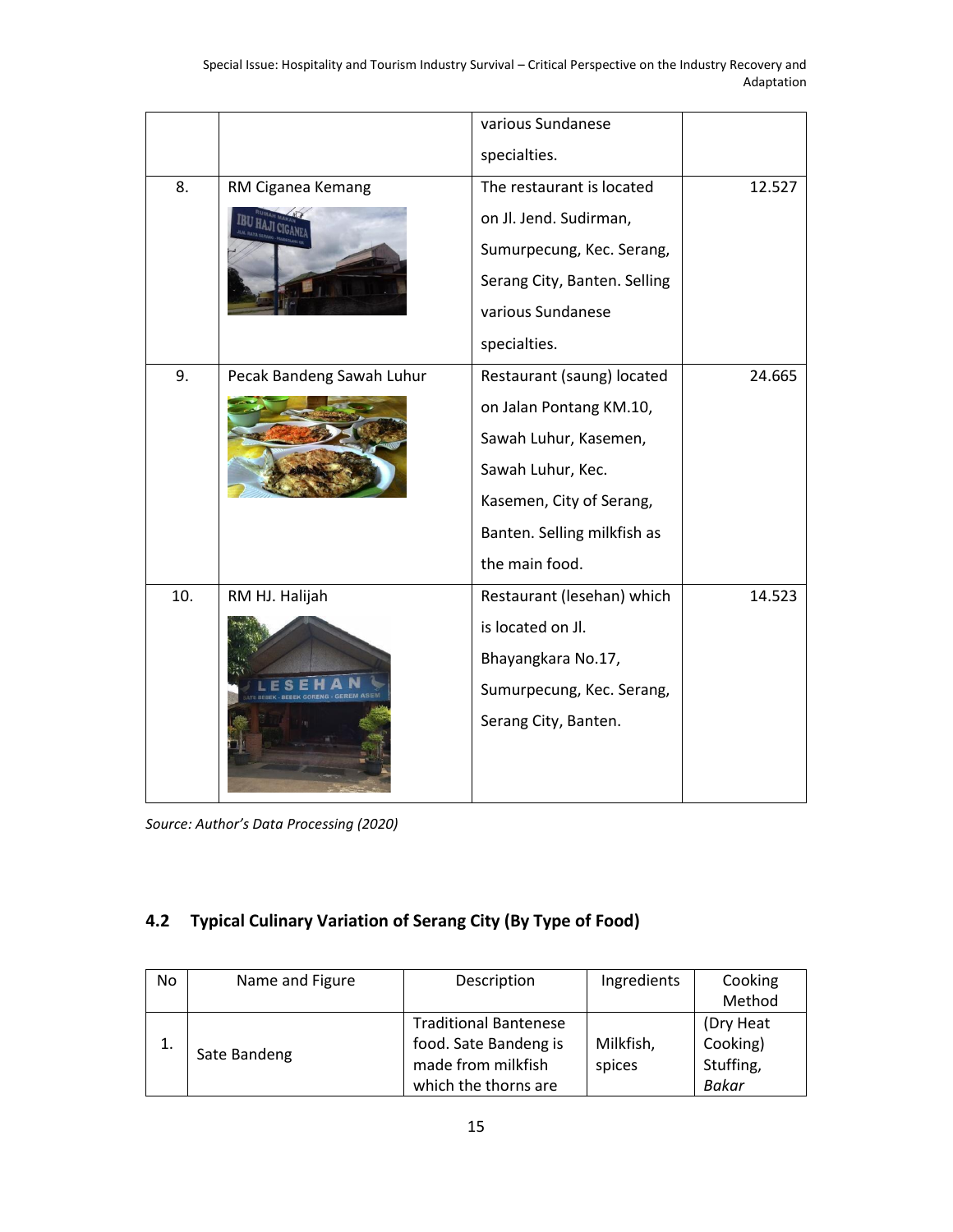|  |  | various Sundanese specialties. |  |
|---|---|---|---|
| 8. | RM Ciganea Kemang | The restaurant is located on Jl. Jend. Sudirman, Sumurpecung, Kec. Serang, Serang City, Banten. Selling various Sundanese specialties. | 12.527 |
| 9. | Pecak Bandeng Sawah Luhur | Restaurant (saung) located on Jalan Pontang KM.10, Sawah Luhur, Kasemen, Sawah Luhur, Kec. Kasemen, City of Serang, Banten. Selling milkfish as the main food. | 24.665 |
| 10. | RM HJ. Halijah | Restaurant (lesehan) which is located on Jl. Bhayangkara No.17, Sumurpecung, Kec. Serang, Serang City, Banten. | 14.523 |

*Source: Author's Data Processing (2020)*

## 4.2 Typical Culinary Variation of Serang City (By Type of Food)

| No | Name and Figure | Description | Ingredients | Cooking Method |
|---|---|---|---|---|
| 1. | Sate Bandeng | Traditional Bantenese food. Sate Bandeng is made from milkfish which the thorns are | Milkfish, spices | (Dry Heat Cooking) Stuffing, *Bakar* |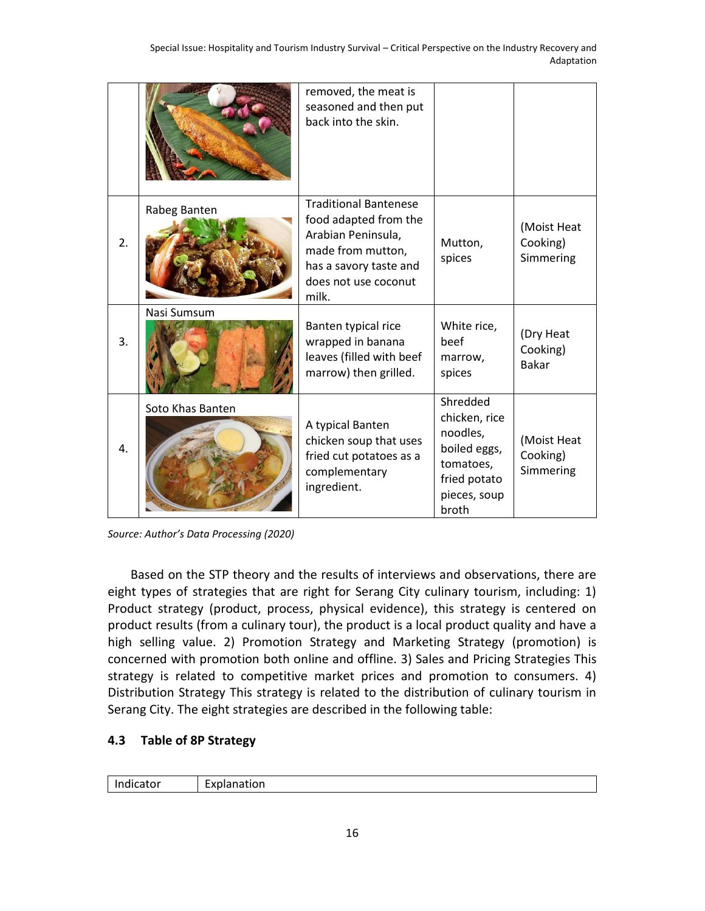|  |  | removed, the meat is seasoned and then put back into the skin. |  |  |
|---|---|---|---|---|
| 2. | Rabeg Banten | Traditional Bantenese food adapted from the Arabian Peninsula, made from mutton, has a savory taste and does not use coconut milk. | Mutton, spices | (Moist Heat Cooking) Simmering |
| 3. | Nasi Sumsum | Banten typical rice wrapped in banana leaves (filled with beef marrow) then grilled. | White rice, beef marrow, spices | (Dry Heat Cooking) Bakar |
| 4. | Soto Khas Banten | A typical Banten chicken soup that uses fried cut potatoes as a complementary ingredient. | Shredded chicken, rice noodles, boiled eggs, tomatoes, fried potato pieces, soup broth | (Moist Heat Cooking) Simmering |

*Source: Author's Data Processing (2020)*

Based on the STP theory and the results of interviews and observations, there are eight types of strategies that are right for Serang City culinary tourism, including: 1) Product strategy (product, process, physical evidence), this strategy is centered on product results (from a culinary tour), the product is a local product quality and have a high selling value. 2) Promotion Strategy and Marketing Strategy (promotion) is concerned with promotion both online and offline. 3) Sales and Pricing Strategies This strategy is related to competitive market prices and promotion to consumers. 4) Distribution Strategy This strategy is related to the distribution of culinary tourism in Serang City. The eight strategies are described in the following table:

### 4.3 Table of 8P Strategy

| Indicator | Explanation |
|---|---|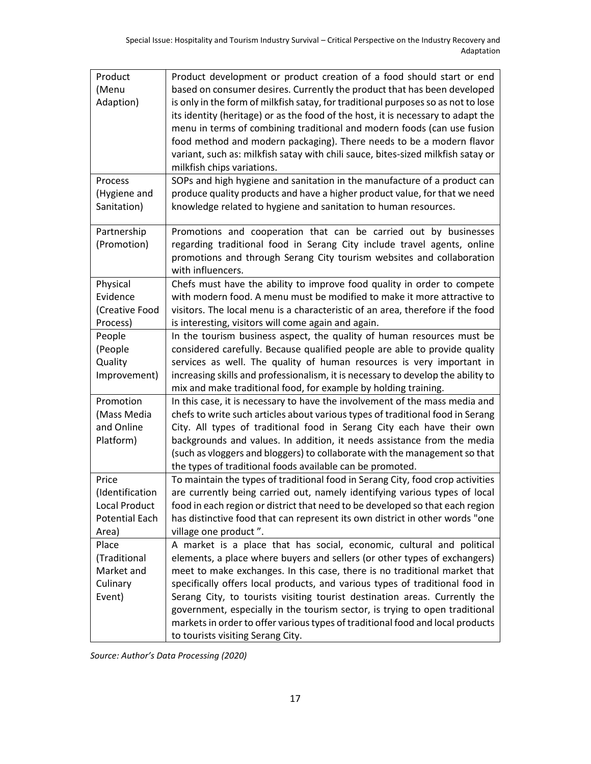| Product (Menu Adaption) | Product development or product creation of a food should start or end based on consumer desires. Currently the product that has been developed is only in the form of milkfish satay, for traditional purposes so as not to lose its identity (heritage) or as the food of the host, it is necessary to adapt the menu in terms of combining traditional and modern foods (can use fusion food method and modern packaging). There needs to be a modern flavor variant, such as: milkfish satay with chili sauce, bites-sized milkfish satay or milkfish chips variations. |
|---|---|
| Process (Hygiene and Sanitation) | SOPs and high hygiene and sanitation in the manufacture of a product can produce quality products and have a higher product value, for that we need knowledge related to hygiene and sanitation to human resources. |
| Partnership (Promotion) | Promotions and cooperation that can be carried out by businesses regarding traditional food in Serang City include travel agents, online promotions and through Serang City tourism websites and collaboration with influencers. |
| Physical Evidence (Creative Food Process) | Chefs must have the ability to improve food quality in order to compete with modern food. A menu must be modified to make it more attractive to visitors. The local menu is a characteristic of an area, therefore if the food is interesting, visitors will come again and again. |
| People (People Quality Improvement) | In the tourism business aspect, the quality of human resources must be considered carefully. Because qualified people are able to provide quality services as well. The quality of human resources is very important in increasing skills and professionalism, it is necessary to develop the ability to mix and make traditional food, for example by holding training. |
| Promotion (Mass Media and Online Platform) | In this case, it is necessary to have the involvement of the mass media and chefs to write such articles about various types of traditional food in Serang City. All types of traditional food in Serang City each have their own backgrounds and values. In addition, it needs assistance from the media (such as vloggers and bloggers) to collaborate with the management so that the types of traditional foods available can be promoted. |
| Price (Identification Local Product Potential Each Area) | To maintain the types of traditional food in Serang City, food crop activities are currently being carried out, namely identifying various types of local food in each region or district that need to be developed so that each region has distinctive food that can represent its own district in other words "one village one product ". |
| Place (Traditional Market and Culinary Event) | A market is a place that has social, economic, cultural and political elements, a place where buyers and sellers (or other types of exchangers) meet to make exchanges. In this case, there is no traditional market that specifically offers local products, and various types of traditional food in Serang City, to tourists visiting tourist destination areas. Currently the government, especially in the tourism sector, is trying to open traditional markets in order to offer various types of traditional food and local products to tourists visiting Serang City. |

*Source: Author's Data Processing (2020)*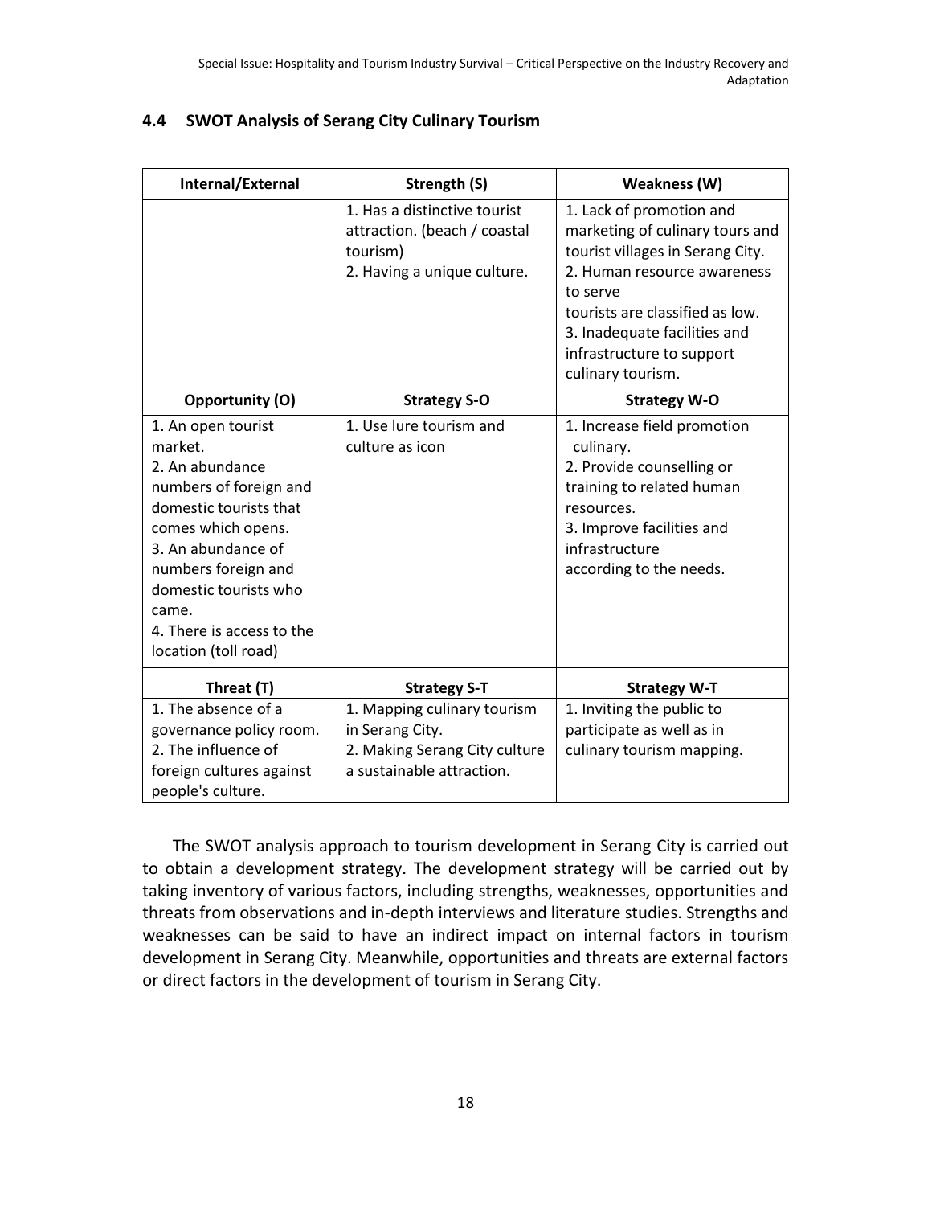### 4.4 SWOT Analysis of Serang City Culinary Tourism

| Internal/External | Strength (S) | Weakness (W) |
|---|---|---|
| | 1. Has a distinctive tourist attraction. (beach / coastal tourism)<br>2. Having a unique culture. | 1. Lack of promotion and marketing of culinary tours and tourist villages in Serang City.<br>2. Human resource awareness to serve tourists are classified as low.<br>3. Inadequate facilities and infrastructure to support culinary tourism. |
| **Opportunity (O)** | **Strategy S-O** | **Strategy W-O** |
| 1. An open tourist market.<br>2. An abundance numbers of foreign and domestic tourists that comes which opens.<br>3. An abundance of numbers foreign and domestic tourists who came.<br>4. There is access to the location (toll road) | 1. Use lure tourism and culture as icon | 1. Increase field promotion culinary.<br>2. Provide counselling or training to related human resources.<br>3. Improve facilities and infrastructure according to the needs. |
| **Threat (T)** | **Strategy S-T** | **Strategy W-T** |
| 1. The absence of a governance policy room.<br>2. The influence of foreign cultures against people's culture. | 1. Mapping culinary tourism in Serang City.<br>2. Making Serang City culture a sustainable attraction. | 1. Inviting the public to participate as well as in culinary tourism mapping. |

The SWOT analysis approach to tourism development in Serang City is carried out to obtain a development strategy. The development strategy will be carried out by taking inventory of various factors, including strengths, weaknesses, opportunities and threats from observations and in-depth interviews and literature studies. Strengths and weaknesses can be said to have an indirect impact on internal factors in tourism development in Serang City. Meanwhile, opportunities and threats are external factors or direct factors in the development of tourism in Serang City.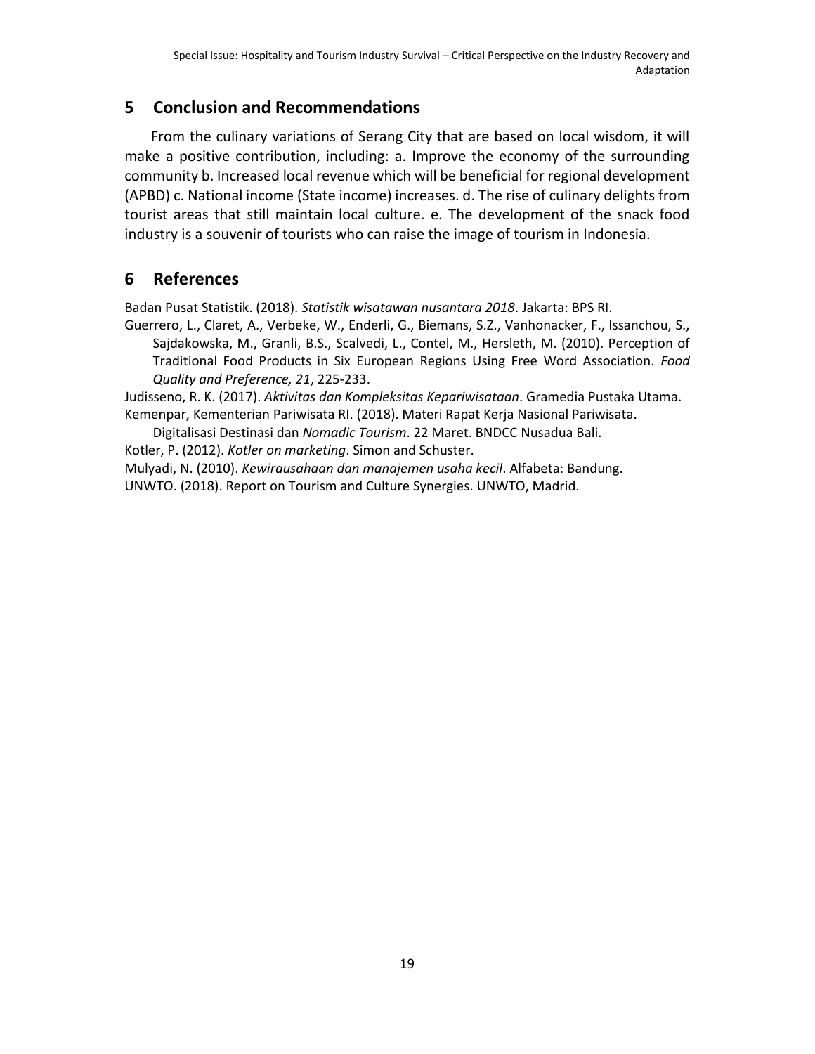## 5 Conclusion and Recommendations

From the culinary variations of Serang City that are based on local wisdom, it will make a positive contribution, including: a. Improve the economy of the surrounding community b. Increased local revenue which will be beneficial for regional development (APBD) c. National income (State income) increases. d. The rise of culinary delights from tourist areas that still maintain local culture. e. The development of the snack food industry is a souvenir of tourists who can raise the image of tourism in Indonesia.

## 6 References

Badan Pusat Statistik. (2018). *Statistik wisatawan nusantara 2018*. Jakarta: BPS RI.

Guerrero, L., Claret, A., Verbeke, W., Enderli, G., Biemans, S.Z., Vanhonacker, F., Issanchou, S., Sajdakowska, M., Granli, B.S., Scalvedi, L., Contel, M., Hersleth, M. (2010). Perception of Traditional Food Products in Six European Regions Using Free Word Association. *Food Quality and Preference, 21*, 225-233.

Judisseno, R. K. (2017). *Aktivitas dan Kompleksitas Kepariwisataan*. Gramedia Pustaka Utama.

Kemenpar, Kementerian Pariwisata RI. (2018). Materi Rapat Kerja Nasional Pariwisata. Digitalisasi Destinasi dan *Nomadic Tourism*. 22 Maret. BNDCC Nusadua Bali.

Kotler, P. (2012). *Kotler on marketing*. Simon and Schuster.

Mulyadi, N. (2010). *Kewirausahaan dan manajemen usaha kecil*. Alfabeta: Bandung.

UNWTO. (2018). Report on Tourism and Culture Synergies. UNWTO, Madrid.